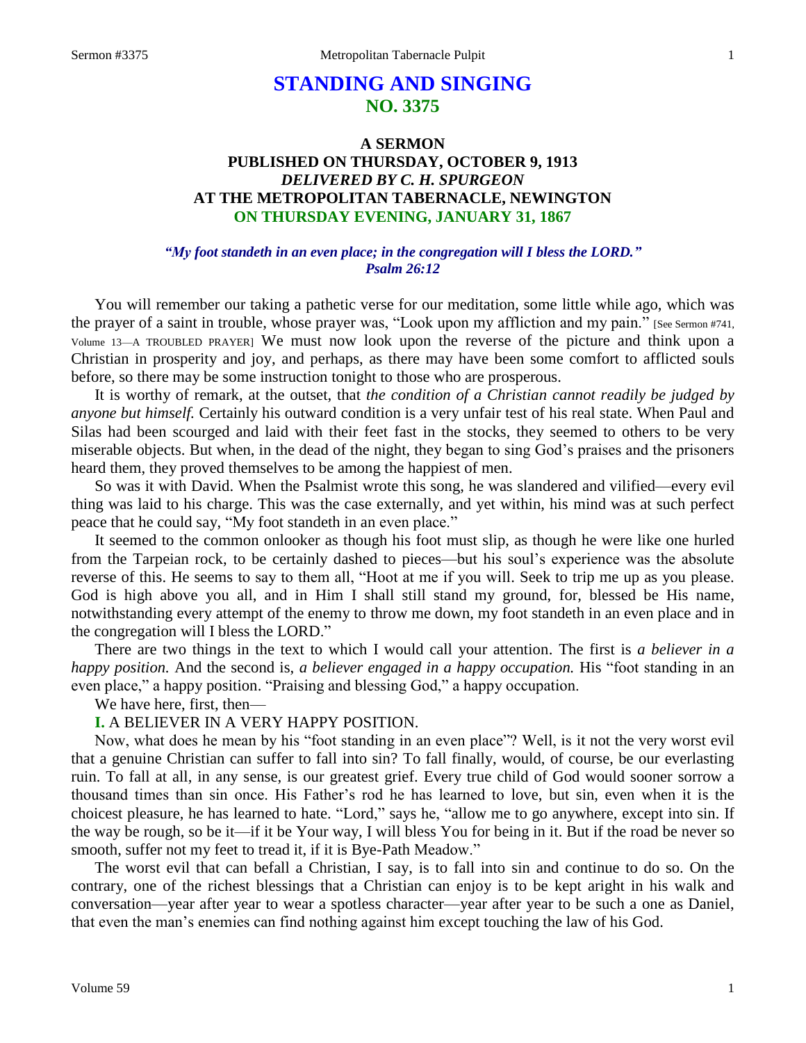# STANDING AND SINGING
## NO. 3375

### A SERMON
### PUBLISHED ON THURSDAY, OCTOBER 9, 1913
### *DELIVERED BY C. H. SPURGEON*
### AT THE METROPOLITAN TABERNACLE, NEWINGTON
### ON THURSDAY EVENING, JANUARY 31, 1867

*"My foot standeth in an even place; in the congregation will I bless the LORD."*
*Psalm 26:12*

You will remember our taking a pathetic verse for our meditation, some little while ago, which was the prayer of a saint in trouble, whose prayer was, "Look upon my affliction and my pain." [See Sermon #741, Volume 13—A TROUBLED PRAYER] We must now look upon the reverse of the picture and think upon a Christian in prosperity and joy, and perhaps, as there may have been some comfort to afflicted souls before, so there may be some instruction tonight to those who are prosperous.

It is worthy of remark, at the outset, that *the condition of a Christian cannot readily be judged by anyone but himself.* Certainly his outward condition is a very unfair test of his real state. When Paul and Silas had been scourged and laid with their feet fast in the stocks, they seemed to others to be very miserable objects. But when, in the dead of the night, they began to sing God's praises and the prisoners heard them, they proved themselves to be among the happiest of men.

So was it with David. When the Psalmist wrote this song, he was slandered and vilified—every evil thing was laid to his charge. This was the case externally, and yet within, his mind was at such perfect peace that he could say, "My foot standeth in an even place."

It seemed to the common onlooker as though his foot must slip, as though he were like one hurled from the Tarpeian rock, to be certainly dashed to pieces—but his soul's experience was the absolute reverse of this. He seems to say to them all, "Hoot at me if you will. Seek to trip me up as you please. God is high above you all, and in Him I shall still stand my ground, for, blessed be His name, notwithstanding every attempt of the enemy to throw me down, my foot standeth in an even place and in the congregation will I bless the LORD."

There are two things in the text to which I would call your attention. The first is *a believer in a happy position.* And the second is, *a believer engaged in a happy occupation.* His "foot standing in an even place," a happy position. "Praising and blessing God," a happy occupation.

We have here, first, then—

**I.** A BELIEVER IN A VERY HAPPY POSITION.

Now, what does he mean by his "foot standing in an even place"? Well, is it not the very worst evil that a genuine Christian can suffer to fall into sin? To fall finally, would, of course, be our everlasting ruin. To fall at all, in any sense, is our greatest grief. Every true child of God would sooner sorrow a thousand times than sin once. His Father's rod he has learned to love, but sin, even when it is the choicest pleasure, he has learned to hate. "Lord," says he, "allow me to go anywhere, except into sin. If the way be rough, so be it—if it be Your way, I will bless You for being in it. But if the road be never so smooth, suffer not my feet to tread it, if it is Bye-Path Meadow."

The worst evil that can befall a Christian, I say, is to fall into sin and continue to do so. On the contrary, one of the richest blessings that a Christian can enjoy is to be kept aright in his walk and conversation—year after year to wear a spotless character—year after year to be such a one as Daniel, that even the man's enemies can find nothing against him except touching the law of his God.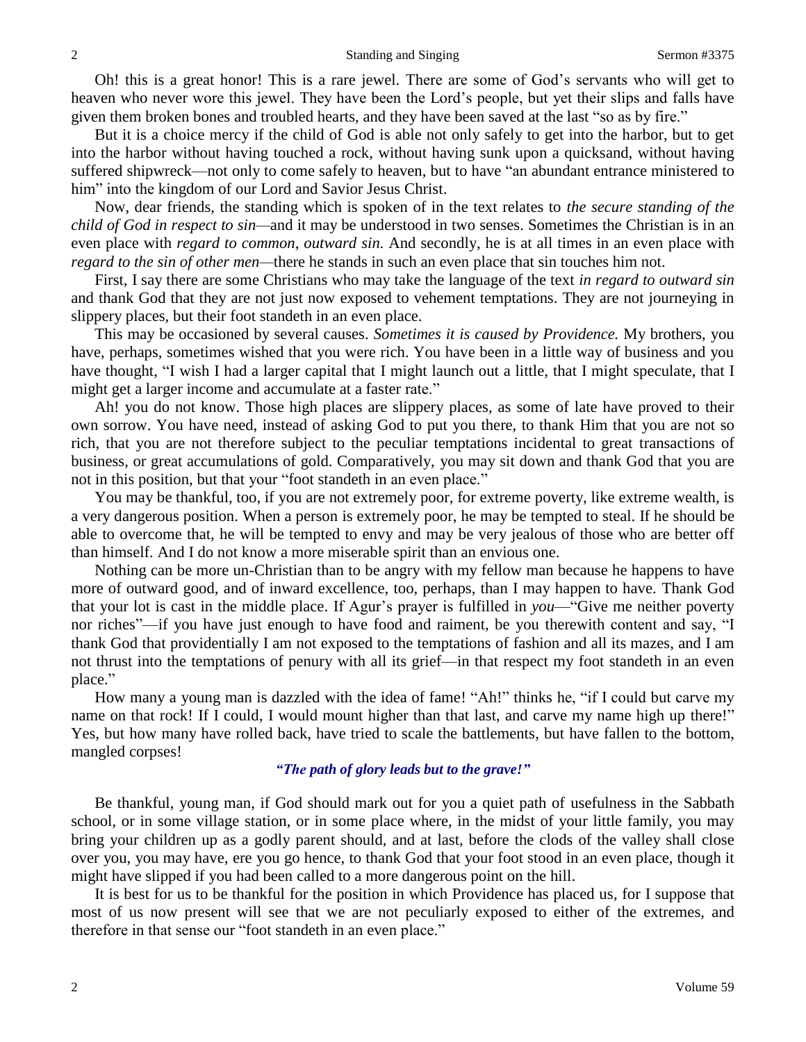Oh! this is a great honor! This is a rare jewel. There are some of God's servants who will get to heaven who never wore this jewel. They have been the Lord's people, but yet their slips and falls have given them broken bones and troubled hearts, and they have been saved at the last "so as by fire."

But it is a choice mercy if the child of God is able not only safely to get into the harbor, but to get into the harbor without having touched a rock, without having sunk upon a quicksand, without having suffered shipwreck—not only to come safely to heaven, but to have "an abundant entrance ministered to him" into the kingdom of our Lord and Savior Jesus Christ.

Now, dear friends, the standing which is spoken of in the text relates to *the secure standing of the child of God in respect to sin*—and it may be understood in two senses. Sometimes the Christian is in an even place with *regard to common, outward sin.* And secondly, he is at all times in an even place with *regard to the sin of other men*—there he stands in such an even place that sin touches him not.

First, I say there are some Christians who may take the language of the text *in regard to outward sin* and thank God that they are not just now exposed to vehement temptations. They are not journeying in slippery places, but their foot standeth in an even place.

This may be occasioned by several causes. *Sometimes it is caused by Providence.* My brothers, you have, perhaps, sometimes wished that you were rich. You have been in a little way of business and you have thought, "I wish I had a larger capital that I might launch out a little, that I might speculate, that I might get a larger income and accumulate at a faster rate."

Ah! you do not know. Those high places are slippery places, as some of late have proved to their own sorrow. You have need, instead of asking God to put you there, to thank Him that you are not so rich, that you are not therefore subject to the peculiar temptations incidental to great transactions of business, or great accumulations of gold. Comparatively, you may sit down and thank God that you are not in this position, but that your "foot standeth in an even place."

You may be thankful, too, if you are not extremely poor, for extreme poverty, like extreme wealth, is a very dangerous position. When a person is extremely poor, he may be tempted to steal. If he should be able to overcome that, he will be tempted to envy and may be very jealous of those who are better off than himself. And I do not know a more miserable spirit than an envious one.

Nothing can be more un-Christian than to be angry with my fellow man because he happens to have more of outward good, and of inward excellence, too, perhaps, than I may happen to have. Thank God that your lot is cast in the middle place. If Agur's prayer is fulfilled in *you*—"Give me neither poverty nor riches"—if you have just enough to have food and raiment, be you therewith content and say, "I thank God that providentially I am not exposed to the temptations of fashion and all its mazes, and I am not thrust into the temptations of penury with all its grief—in that respect my foot standeth in an even place."

How many a young man is dazzled with the idea of fame! "Ah!" thinks he, "if I could but carve my name on that rock! If I could, I would mount higher than that last, and carve my name high up there!" Yes, but how many have rolled back, have tried to scale the battlements, but have fallen to the bottom, mangled corpses!

***"The path of glory leads but to the grave!"***

Be thankful, young man, if God should mark out for you a quiet path of usefulness in the Sabbath school, or in some village station, or in some place where, in the midst of your little family, you may bring your children up as a godly parent should, and at last, before the clods of the valley shall close over you, you may have, ere you go hence, to thank God that your foot stood in an even place, though it might have slipped if you had been called to a more dangerous point on the hill.

It is best for us to be thankful for the position in which Providence has placed us, for I suppose that most of us now present will see that we are not peculiarly exposed to either of the extremes, and therefore in that sense our "foot standeth in an even place."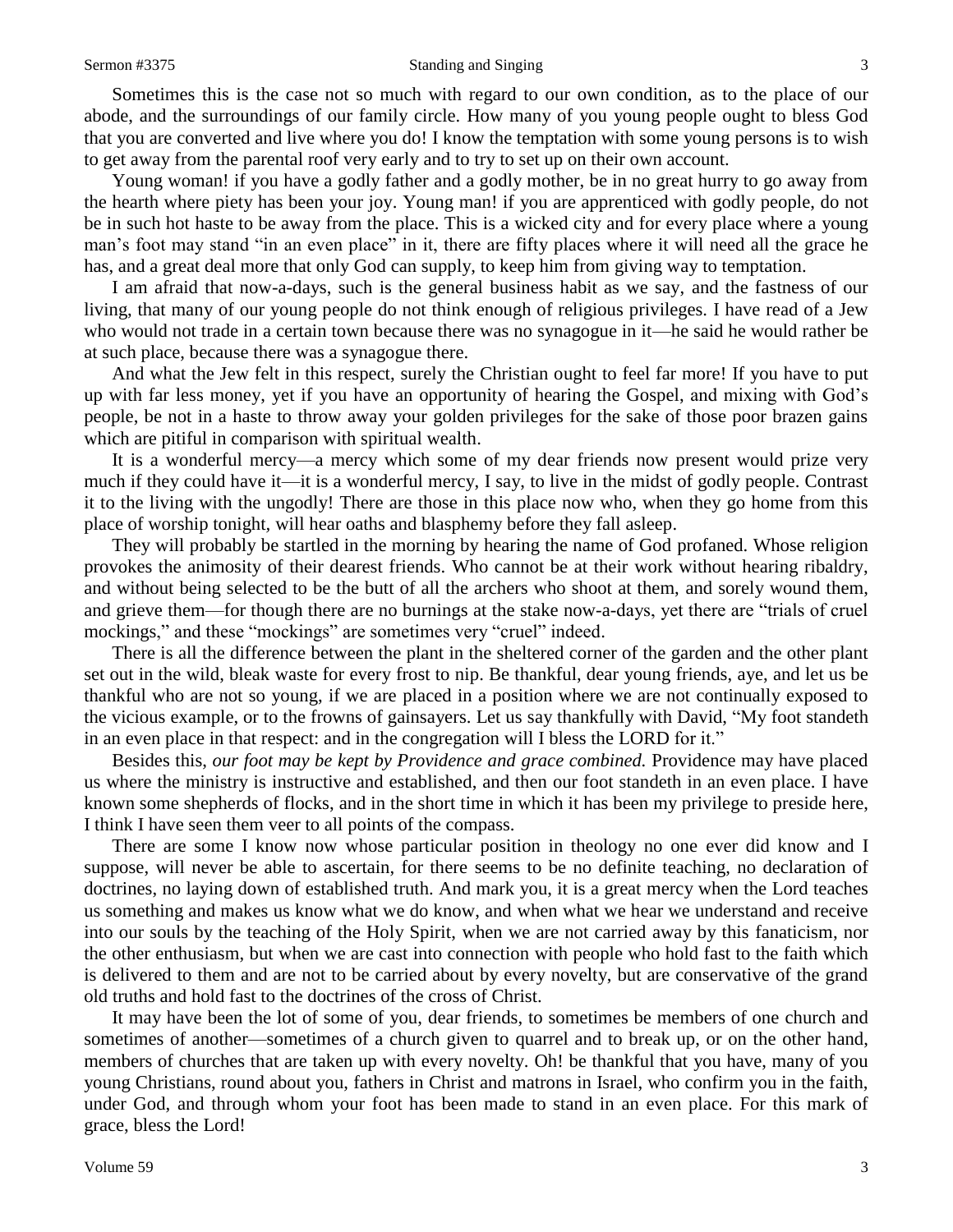Sometimes this is the case not so much with regard to our own condition, as to the place of our abode, and the surroundings of our family circle. How many of you young people ought to bless God that you are converted and live where you do! I know the temptation with some young persons is to wish to get away from the parental roof very early and to try to set up on their own account.

Young woman! if you have a godly father and a godly mother, be in no great hurry to go away from the hearth where piety has been your joy. Young man! if you are apprenticed with godly people, do not be in such hot haste to be away from the place. This is a wicked city and for every place where a young man's foot may stand "in an even place" in it, there are fifty places where it will need all the grace he has, and a great deal more that only God can supply, to keep him from giving way to temptation.

I am afraid that now-a-days, such is the general business habit as we say, and the fastness of our living, that many of our young people do not think enough of religious privileges. I have read of a Jew who would not trade in a certain town because there was no synagogue in it—he said he would rather be at such place, because there was a synagogue there.

And what the Jew felt in this respect, surely the Christian ought to feel far more! If you have to put up with far less money, yet if you have an opportunity of hearing the Gospel, and mixing with God's people, be not in a haste to throw away your golden privileges for the sake of those poor brazen gains which are pitiful in comparison with spiritual wealth.

It is a wonderful mercy—a mercy which some of my dear friends now present would prize very much if they could have it—it is a wonderful mercy, I say, to live in the midst of godly people. Contrast it to the living with the ungodly! There are those in this place now who, when they go home from this place of worship tonight, will hear oaths and blasphemy before they fall asleep.

They will probably be startled in the morning by hearing the name of God profaned. Whose religion provokes the animosity of their dearest friends. Who cannot be at their work without hearing ribaldry, and without being selected to be the butt of all the archers who shoot at them, and sorely wound them, and grieve them—for though there are no burnings at the stake now-a-days, yet there are "trials of cruel mockings," and these "mockings" are sometimes very "cruel" indeed.

There is all the difference between the plant in the sheltered corner of the garden and the other plant set out in the wild, bleak waste for every frost to nip. Be thankful, dear young friends, aye, and let us be thankful who are not so young, if we are placed in a position where we are not continually exposed to the vicious example, or to the frowns of gainsayers. Let us say thankfully with David, "My foot standeth in an even place in that respect: and in the congregation will I bless the LORD for it."

Besides this, *our foot may be kept by Providence and grace combined.* Providence may have placed us where the ministry is instructive and established, and then our foot standeth in an even place. I have known some shepherds of flocks, and in the short time in which it has been my privilege to preside here, I think I have seen them veer to all points of the compass.

There are some I know now whose particular position in theology no one ever did know and I suppose, will never be able to ascertain, for there seems to be no definite teaching, no declaration of doctrines, no laying down of established truth. And mark you, it is a great mercy when the Lord teaches us something and makes us know what we do know, and when what we hear we understand and receive into our souls by the teaching of the Holy Spirit, when we are not carried away by this fanaticism, nor the other enthusiasm, but when we are cast into connection with people who hold fast to the faith which is delivered to them and are not to be carried about by every novelty, but are conservative of the grand old truths and hold fast to the doctrines of the cross of Christ.

It may have been the lot of some of you, dear friends, to sometimes be members of one church and sometimes of another—sometimes of a church given to quarrel and to break up, or on the other hand, members of churches that are taken up with every novelty. Oh! be thankful that you have, many of you young Christians, round about you, fathers in Christ and matrons in Israel, who confirm you in the faith, under God, and through whom your foot has been made to stand in an even place. For this mark of grace, bless the Lord!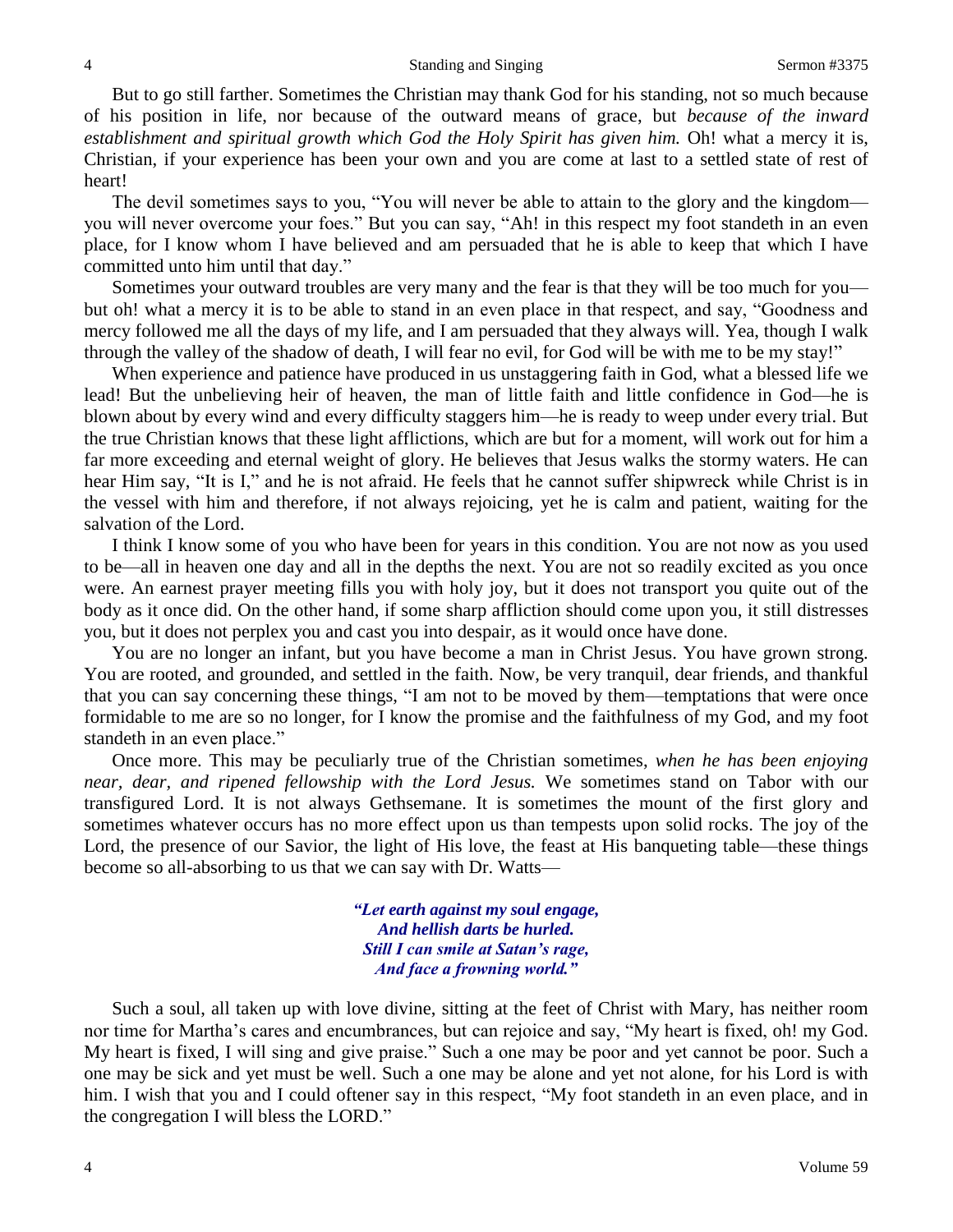But to go still farther. Sometimes the Christian may thank God for his standing, not so much because of his position in life, nor because of the outward means of grace, but *because of the inward establishment and spiritual growth which God the Holy Spirit has given him.* Oh! what a mercy it is, Christian, if your experience has been your own and you are come at last to a settled state of rest of heart!

The devil sometimes says to you, "You will never be able to attain to the glory and the kingdom—you will never overcome your foes." But you can say, "Ah! in this respect my foot standeth in an even place, for I know whom I have believed and am persuaded that he is able to keep that which I have committed unto him until that day."

Sometimes your outward troubles are very many and the fear is that they will be too much for you—but oh! what a mercy it is to be able to stand in an even place in that respect, and say, "Goodness and mercy followed me all the days of my life, and I am persuaded that they always will. Yea, though I walk through the valley of the shadow of death, I will fear no evil, for God will be with me to be my stay!"

When experience and patience have produced in us unstaggering faith in God, what a blessed life we lead! But the unbelieving heir of heaven, the man of little faith and little confidence in God—he is blown about by every wind and every difficulty staggers him—he is ready to weep under every trial. But the true Christian knows that these light afflictions, which are but for a moment, will work out for him a far more exceeding and eternal weight of glory. He believes that Jesus walks the stormy waters. He can hear Him say, "It is I," and he is not afraid. He feels that he cannot suffer shipwreck while Christ is in the vessel with him and therefore, if not always rejoicing, yet he is calm and patient, waiting for the salvation of the Lord.

I think I know some of you who have been for years in this condition. You are not now as you used to be—all in heaven one day and all in the depths the next. You are not so readily excited as you once were. An earnest prayer meeting fills you with holy joy, but it does not transport you quite out of the body as it once did. On the other hand, if some sharp affliction should come upon you, it still distresses you, but it does not perplex you and cast you into despair, as it would once have done.

You are no longer an infant, but you have become a man in Christ Jesus. You have grown strong. You are rooted, and grounded, and settled in the faith. Now, be very tranquil, dear friends, and thankful that you can say concerning these things, "I am not to be moved by them—temptations that were once formidable to me are so no longer, for I know the promise and the faithfulness of my God, and my foot standeth in an even place."

Once more. This may be peculiarly true of the Christian sometimes, *when he has been enjoying near, dear, and ripened fellowship with the Lord Jesus.* We sometimes stand on Tabor with our transfigured Lord. It is not always Gethsemane. It is sometimes the mount of the first glory and sometimes whatever occurs has no more effect upon us than tempests upon solid rocks. The joy of the Lord, the presence of our Savior, the light of His love, the feast at His banqueting table—these things become so all-absorbing to us that we can say with Dr. Watts—

> ***"Let earth against my soul engage,***
> ***And hellish darts be hurled.***
> ***Still I can smile at Satan's rage,***
> ***And face a frowning world."***

Such a soul, all taken up with love divine, sitting at the feet of Christ with Mary, has neither room nor time for Martha's cares and encumbrances, but can rejoice and say, "My heart is fixed, oh! my God. My heart is fixed, I will sing and give praise." Such a one may be poor and yet cannot be poor. Such a one may be sick and yet must be well. Such a one may be alone and yet not alone, for his Lord is with him. I wish that you and I could oftener say in this respect, "My foot standeth in an even place, and in the congregation I will bless the LORD."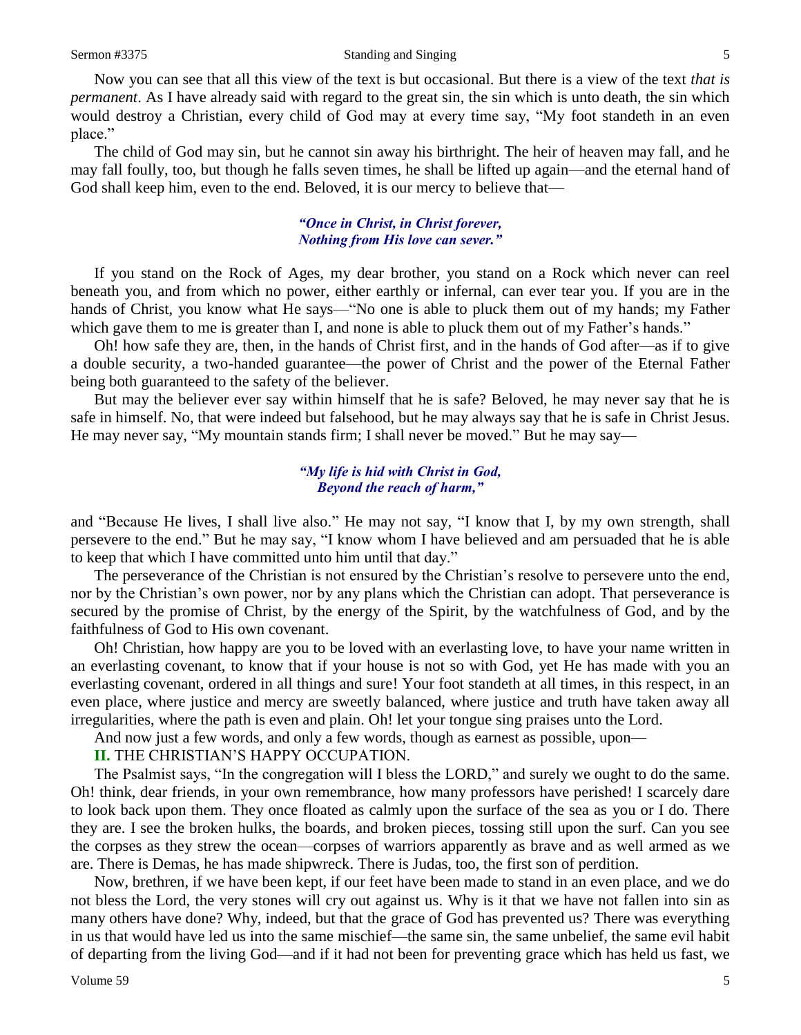Now you can see that all this view of the text is but occasional. But there is a view of the text *that is permanent*. As I have already said with regard to the great sin, the sin which is unto death, the sin which would destroy a Christian, every child of God may at every time say, "My foot standeth in an even place."

The child of God may sin, but he cannot sin away his birthright. The heir of heaven may fall, and he may fall foully, too, but though he falls seven times, he shall be lifted up again—and the eternal hand of God shall keep him, even to the end. Beloved, it is our mercy to believe that—

> ***"Once in Christ, in Christ forever,***
> ***Nothing from His love can sever."***

If you stand on the Rock of Ages, my dear brother, you stand on a Rock which never can reel beneath you, and from which no power, either earthly or infernal, can ever tear you. If you are in the hands of Christ, you know what He says—"No one is able to pluck them out of my hands; my Father which gave them to me is greater than I, and none is able to pluck them out of my Father's hands."

Oh! how safe they are, then, in the hands of Christ first, and in the hands of God after—as if to give a double security, a two-handed guarantee—the power of Christ and the power of the Eternal Father being both guaranteed to the safety of the believer.

But may the believer ever say within himself that he is safe? Beloved, he may never say that he is safe in himself. No, that were indeed but falsehood, but he may always say that he is safe in Christ Jesus. He may never say, "My mountain stands firm; I shall never be moved." But he may say—

> ***"My life is hid with Christ in God,***
> ***Beyond the reach of harm,"***

and "Because He lives, I shall live also." He may not say, "I know that I, by my own strength, shall persevere to the end." But he may say, "I know whom I have believed and am persuaded that he is able to keep that which I have committed unto him until that day."

The perseverance of the Christian is not ensured by the Christian's resolve to persevere unto the end, nor by the Christian's own power, nor by any plans which the Christian can adopt. That perseverance is secured by the promise of Christ, by the energy of the Spirit, by the watchfulness of God, and by the faithfulness of God to His own covenant.

Oh! Christian, how happy are you to be loved with an everlasting love, to have your name written in an everlasting covenant, to know that if your house is not so with God, yet He has made with you an everlasting covenant, ordered in all things and sure! Your foot standeth at all times, in this respect, in an even place, where justice and mercy are sweetly balanced, where justice and truth have taken away all irregularities, where the path is even and plain. Oh! let your tongue sing praises unto the Lord.

And now just a few words, and only a few words, though as earnest as possible, upon—

**II.** THE CHRISTIAN'S HAPPY OCCUPATION.

The Psalmist says, "In the congregation will I bless the LORD," and surely we ought to do the same. Oh! think, dear friends, in your own remembrance, how many professors have perished! I scarcely dare to look back upon them. They once floated as calmly upon the surface of the sea as you or I do. There they are. I see the broken hulks, the boards, and broken pieces, tossing still upon the surf. Can you see the corpses as they strew the ocean—corpses of warriors apparently as brave and as well armed as we are. There is Demas, he has made shipwreck. There is Judas, too, the first son of perdition.

Now, brethren, if we have been kept, if our feet have been made to stand in an even place, and we do not bless the Lord, the very stones will cry out against us. Why is it that we have not fallen into sin as many others have done? Why, indeed, but that the grace of God has prevented us? There was everything in us that would have led us into the same mischief—the same sin, the same unbelief, the same evil habit of departing from the living God—and if it had not been for preventing grace which has held us fast, we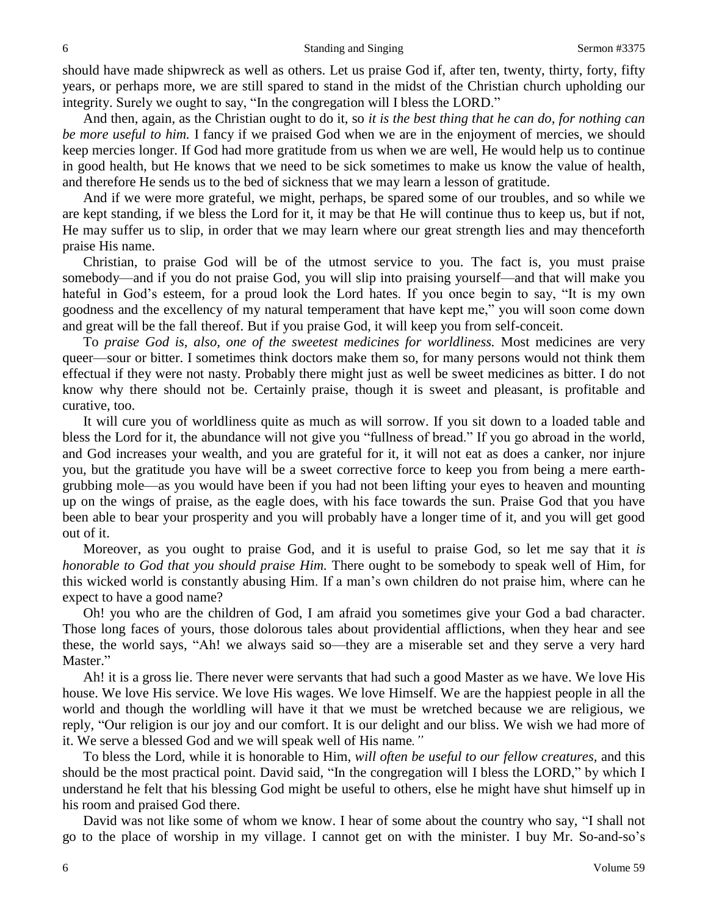should have made shipwreck as well as others. Let us praise God if, after ten, twenty, thirty, forty, fifty years, or perhaps more, we are still spared to stand in the midst of the Christian church upholding our integrity. Surely we ought to say, "In the congregation will I bless the LORD."

And then, again, as the Christian ought to do it, so *it is the best thing that he can do, for nothing can be more useful to him.* I fancy if we praised God when we are in the enjoyment of mercies, we should keep mercies longer. If God had more gratitude from us when we are well, He would help us to continue in good health, but He knows that we need to be sick sometimes to make us know the value of health, and therefore He sends us to the bed of sickness that we may learn a lesson of gratitude.

And if we were more grateful, we might, perhaps, be spared some of our troubles, and so while we are kept standing, if we bless the Lord for it, it may be that He will continue thus to keep us, but if not, He may suffer us to slip, in order that we may learn where our great strength lies and may thenceforth praise His name.

Christian, to praise God will be of the utmost service to you. The fact is, you must praise somebody—and if you do not praise God, you will slip into praising yourself—and that will make you hateful in God's esteem, for a proud look the Lord hates. If you once begin to say, "It is my own goodness and the excellency of my natural temperament that have kept me," you will soon come down and great will be the fall thereof. But if you praise God, it will keep you from self-conceit.

To *praise God is, also, one of the sweetest medicines for worldliness.* Most medicines are very queer—sour or bitter. I sometimes think doctors make them so, for many persons would not think them effectual if they were not nasty. Probably there might just as well be sweet medicines as bitter. I do not know why there should not be. Certainly praise, though it is sweet and pleasant, is profitable and curative, too.

It will cure you of worldliness quite as much as will sorrow. If you sit down to a loaded table and bless the Lord for it, the abundance will not give you "fullness of bread." If you go abroad in the world, and God increases your wealth, and you are grateful for it, it will not eat as does a canker, nor injure you, but the gratitude you have will be a sweet corrective force to keep you from being a mere earth-grubbing mole—as you would have been if you had not been lifting your eyes to heaven and mounting up on the wings of praise, as the eagle does, with his face towards the sun. Praise God that you have been able to bear your prosperity and you will probably have a longer time of it, and you will get good out of it.

Moreover, as you ought to praise God, and it is useful to praise God, so let me say that it *is honorable to God that you should praise Him.* There ought to be somebody to speak well of Him, for this wicked world is constantly abusing Him. If a man's own children do not praise him, where can he expect to have a good name?

Oh! you who are the children of God, I am afraid you sometimes give your God a bad character. Those long faces of yours, those dolorous tales about providential afflictions, when they hear and see these, the world says, "Ah! we always said so—they are a miserable set and they serve a very hard Master."

Ah! it is a gross lie. There never were servants that had such a good Master as we have. We love His house. We love His service. We love His wages. We love Himself. We are the happiest people in all the world and though the worldling will have it that we must be wretched because we are religious, we reply, "Our religion is our joy and our comfort. It is our delight and our bliss. We wish we had more of it. We serve a blessed God and we will speak well of His name*."*

To bless the Lord, while it is honorable to Him, *will often be useful to our fellow creatures,* and this should be the most practical point. David said, "In the congregation will I bless the LORD," by which I understand he felt that his blessing God might be useful to others, else he might have shut himself up in his room and praised God there.

David was not like some of whom we know. I hear of some about the country who say, "I shall not go to the place of worship in my village. I cannot get on with the minister. I buy Mr. So-and-so's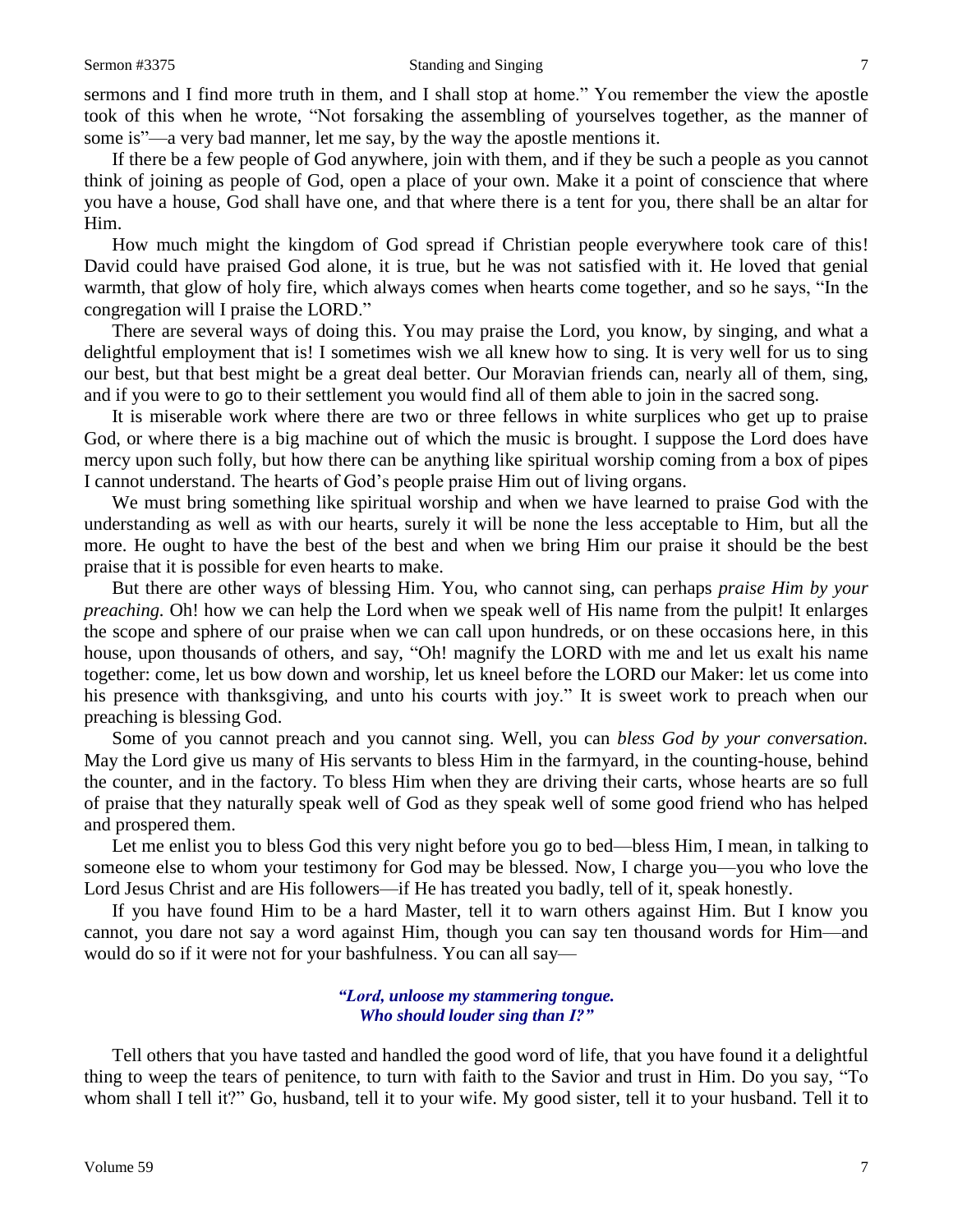sermons and I find more truth in them, and I shall stop at home." You remember the view the apostle took of this when he wrote, "Not forsaking the assembling of yourselves together, as the manner of some is"—a very bad manner, let me say, by the way the apostle mentions it.

If there be a few people of God anywhere, join with them, and if they be such a people as you cannot think of joining as people of God, open a place of your own. Make it a point of conscience that where you have a house, God shall have one, and that where there is a tent for you, there shall be an altar for Him.

How much might the kingdom of God spread if Christian people everywhere took care of this! David could have praised God alone, it is true, but he was not satisfied with it. He loved that genial warmth, that glow of holy fire, which always comes when hearts come together, and so he says, "In the congregation will I praise the LORD."

There are several ways of doing this. You may praise the Lord, you know, by singing, and what a delightful employment that is! I sometimes wish we all knew how to sing. It is very well for us to sing our best, but that best might be a great deal better. Our Moravian friends can, nearly all of them, sing, and if you were to go to their settlement you would find all of them able to join in the sacred song.

It is miserable work where there are two or three fellows in white surplices who get up to praise God, or where there is a big machine out of which the music is brought. I suppose the Lord does have mercy upon such folly, but how there can be anything like spiritual worship coming from a box of pipes I cannot understand. The hearts of God's people praise Him out of living organs.

We must bring something like spiritual worship and when we have learned to praise God with the understanding as well as with our hearts, surely it will be none the less acceptable to Him, but all the more. He ought to have the best of the best and when we bring Him our praise it should be the best praise that it is possible for even hearts to make.

But there are other ways of blessing Him. You, who cannot sing, can perhaps *praise Him by your preaching.* Oh! how we can help the Lord when we speak well of His name from the pulpit! It enlarges the scope and sphere of our praise when we can call upon hundreds, or on these occasions here, in this house, upon thousands of others, and say, "Oh! magnify the LORD with me and let us exalt his name together: come, let us bow down and worship, let us kneel before the LORD our Maker: let us come into his presence with thanksgiving, and unto his courts with joy." It is sweet work to preach when our preaching is blessing God.

Some of you cannot preach and you cannot sing. Well, you can *bless God by your conversation.* May the Lord give us many of His servants to bless Him in the farmyard, in the counting-house, behind the counter, and in the factory. To bless Him when they are driving their carts, whose hearts are so full of praise that they naturally speak well of God as they speak well of some good friend who has helped and prospered them.

Let me enlist you to bless God this very night before you go to bed—bless Him, I mean, in talking to someone else to whom your testimony for God may be blessed. Now, I charge you—you who love the Lord Jesus Christ and are His followers—if He has treated you badly, tell of it, speak honestly.

If you have found Him to be a hard Master, tell it to warn others against Him. But I know you cannot, you dare not say a word against Him, though you can say ten thousand words for Him—and would do so if it were not for your bashfulness. You can all say—

> ***"Lord, unloose my stammering tongue.***
> ***Who should louder sing than I?"***

Tell others that you have tasted and handled the good word of life, that you have found it a delightful thing to weep the tears of penitence, to turn with faith to the Savior and trust in Him. Do you say, "To whom shall I tell it?" Go, husband, tell it to your wife. My good sister, tell it to your husband. Tell it to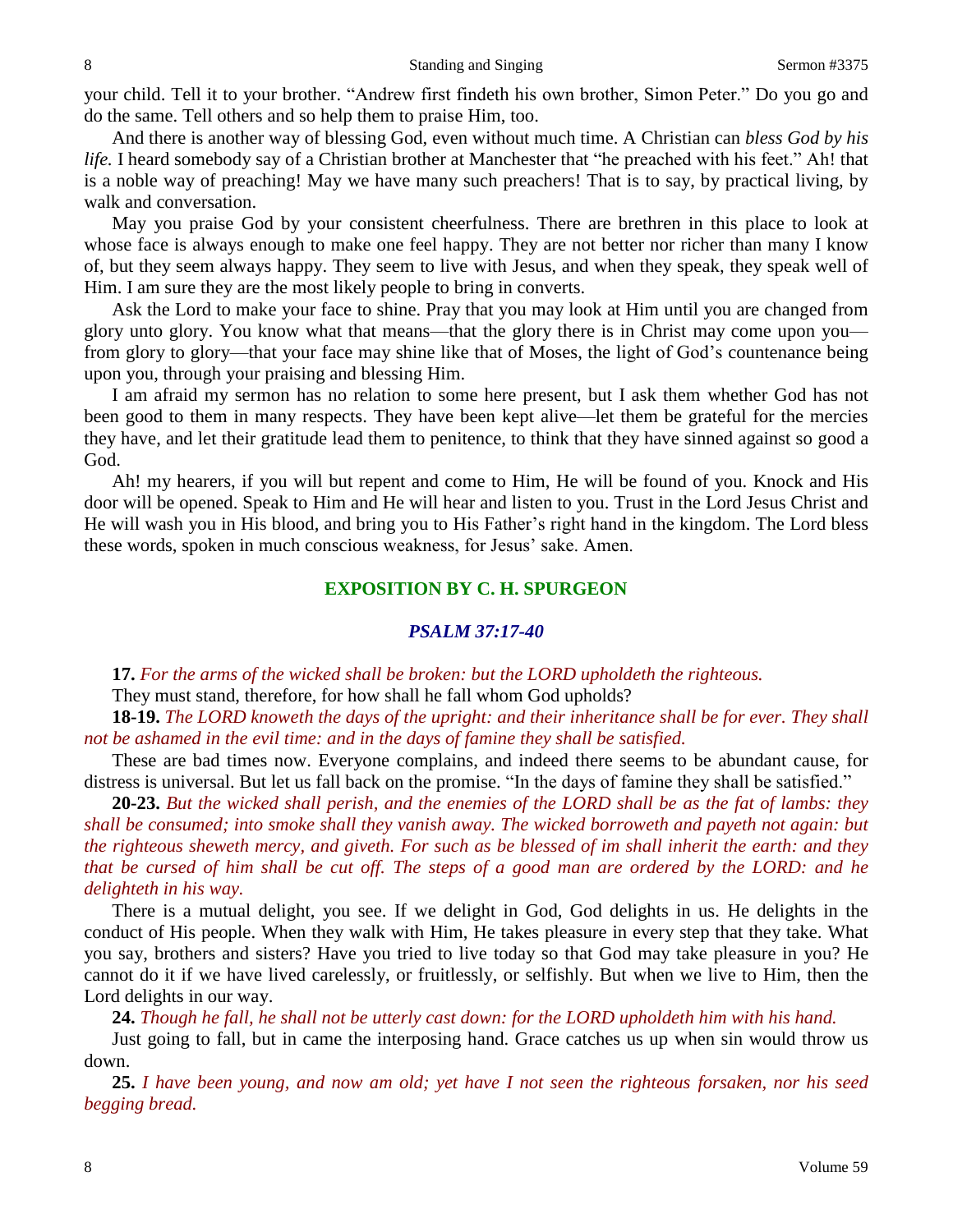your child. Tell it to your brother. "Andrew first findeth his own brother, Simon Peter." Do you go and do the same. Tell others and so help them to praise Him, too.

And there is another way of blessing God, even without much time. A Christian can *bless God by his life.* I heard somebody say of a Christian brother at Manchester that "he preached with his feet." Ah! that is a noble way of preaching! May we have many such preachers! That is to say, by practical living, by walk and conversation.

May you praise God by your consistent cheerfulness. There are brethren in this place to look at whose face is always enough to make one feel happy. They are not better nor richer than many I know of, but they seem always happy. They seem to live with Jesus, and when they speak, they speak well of Him. I am sure they are the most likely people to bring in converts.

Ask the Lord to make your face to shine. Pray that you may look at Him until you are changed from glory unto glory. You know what that means—that the glory there is in Christ may come upon you—from glory to glory—that your face may shine like that of Moses, the light of God's countenance being upon you, through your praising and blessing Him.

I am afraid my sermon has no relation to some here present, but I ask them whether God has not been good to them in many respects. They have been kept alive—let them be grateful for the mercies they have, and let their gratitude lead them to penitence, to think that they have sinned against so good a God.

Ah! my hearers, if you will but repent and come to Him, He will be found of you. Knock and His door will be opened. Speak to Him and He will hear and listen to you. Trust in the Lord Jesus Christ and He will wash you in His blood, and bring you to His Father's right hand in the kingdom. The Lord bless these words, spoken in much conscious weakness, for Jesus' sake. Amen.

## EXPOSITION BY C. H. SPURGEON

### *PSALM 37:17-40*

**17.** *For the arms of the wicked shall be broken: but the LORD upholdeth the righteous.*

They must stand, therefore, for how shall he fall whom God upholds?

**18-19.** *The LORD knoweth the days of the upright: and their inheritance shall be for ever. They shall not be ashamed in the evil time: and in the days of famine they shall be satisfied.*

These are bad times now. Everyone complains, and indeed there seems to be abundant cause, for distress is universal. But let us fall back on the promise. "In the days of famine they shall be satisfied."

**20-23.** *But the wicked shall perish, and the enemies of the LORD shall be as the fat of lambs: they shall be consumed; into smoke shall they vanish away. The wicked borroweth and payeth not again: but the righteous sheweth mercy, and giveth. For such as be blessed of im shall inherit the earth: and they that be cursed of him shall be cut off. The steps of a good man are ordered by the LORD: and he delighteth in his way.*

There is a mutual delight, you see. If we delight in God, God delights in us. He delights in the conduct of His people. When they walk with Him, He takes pleasure in every step that they take. What you say, brothers and sisters? Have you tried to live today so that God may take pleasure in you? He cannot do it if we have lived carelessly, or fruitlessly, or selfishly. But when we live to Him, then the Lord delights in our way.

**24.** *Though he fall, he shall not be utterly cast down: for the LORD upholdeth him with his hand.*

Just going to fall, but in came the interposing hand. Grace catches us up when sin would throw us down.

**25.** *I have been young, and now am old; yet have I not seen the righteous forsaken, nor his seed begging bread.*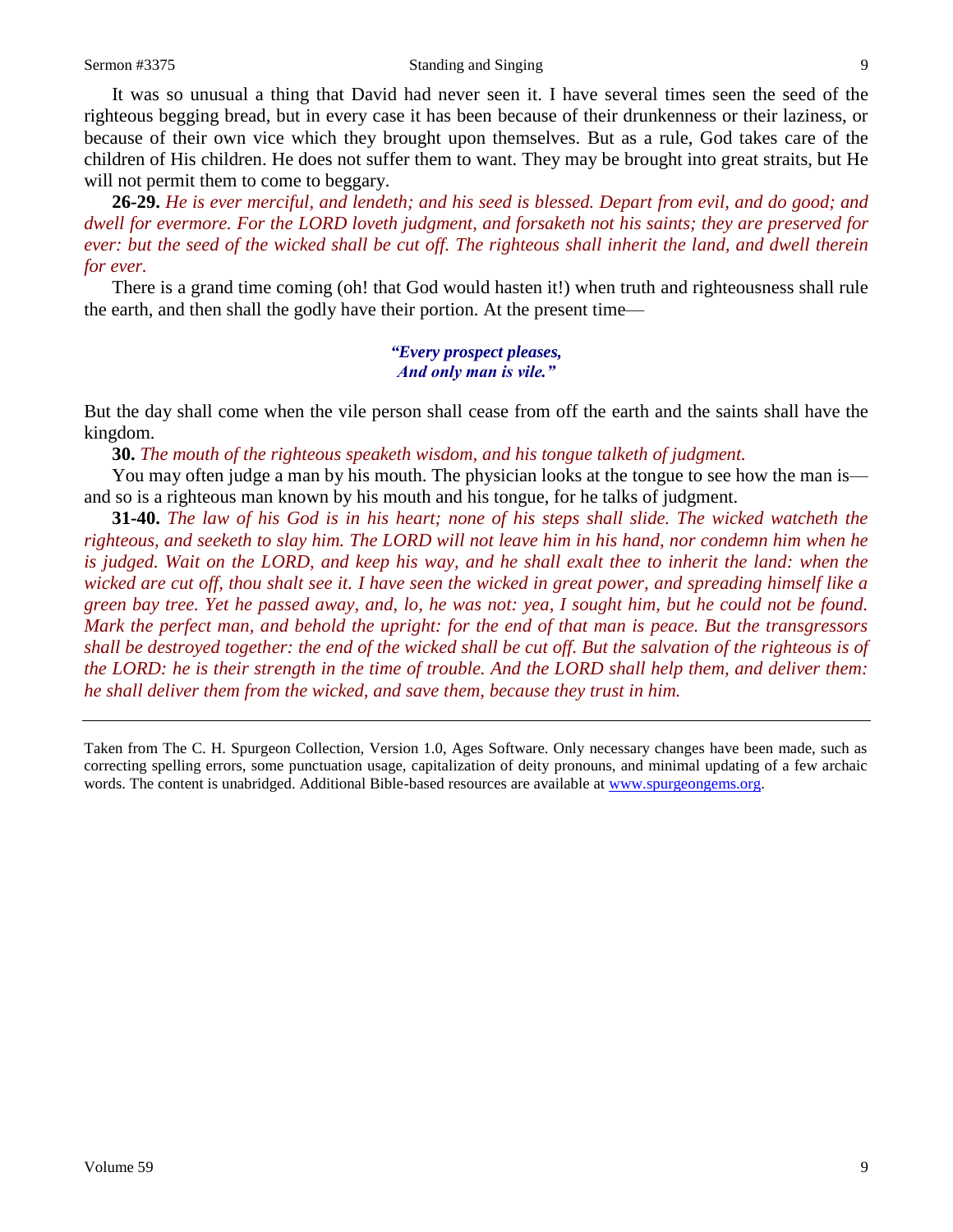It was so unusual a thing that David had never seen it. I have several times seen the seed of the righteous begging bread, but in every case it has been because of their drunkenness or their laziness, or because of their own vice which they brought upon themselves. But as a rule, God takes care of the children of His children. He does not suffer them to want. They may be brought into great straits, but He will not permit them to come to beggary.

**26-29.** *He is ever merciful, and lendeth; and his seed is blessed. Depart from evil, and do good; and dwell for evermore. For the LORD loveth judgment, and forsaketh not his saints; they are preserved for ever: but the seed of the wicked shall be cut off. The righteous shall inherit the land, and dwell therein for ever.*

There is a grand time coming (oh! that God would hasten it!) when truth and righteousness shall rule the earth, and then shall the godly have their portion. At the present time—

> ***"Every prospect pleases,***
> ***And only man is vile."***

But the day shall come when the vile person shall cease from off the earth and the saints shall have the kingdom.

**30.** *The mouth of the righteous speaketh wisdom, and his tongue talketh of judgment.*

You may often judge a man by his mouth. The physician looks at the tongue to see how the man is—and so is a righteous man known by his mouth and his tongue, for he talks of judgment.

**31-40.** *The law of his God is in his heart; none of his steps shall slide. The wicked watcheth the righteous, and seeketh to slay him. The LORD will not leave him in his hand, nor condemn him when he is judged. Wait on the LORD, and keep his way, and he shall exalt thee to inherit the land: when the wicked are cut off, thou shalt see it. I have seen the wicked in great power, and spreading himself like a green bay tree. Yet he passed away, and, lo, he was not: yea, I sought him, but he could not be found. Mark the perfect man, and behold the upright: for the end of that man is peace. But the transgressors shall be destroyed together: the end of the wicked shall be cut off. But the salvation of the righteous is of the LORD: he is their strength in the time of trouble. And the LORD shall help them, and deliver them: he shall deliver them from the wicked, and save them, because they trust in him.*

---

Taken from The C. H. Spurgeon Collection, Version 1.0, Ages Software. Only necessary changes have been made, such as correcting spelling errors, some punctuation usage, capitalization of deity pronouns, and minimal updating of a few archaic words. The content is unabridged. Additional Bible-based resources are available at www.spurgeongems.org.